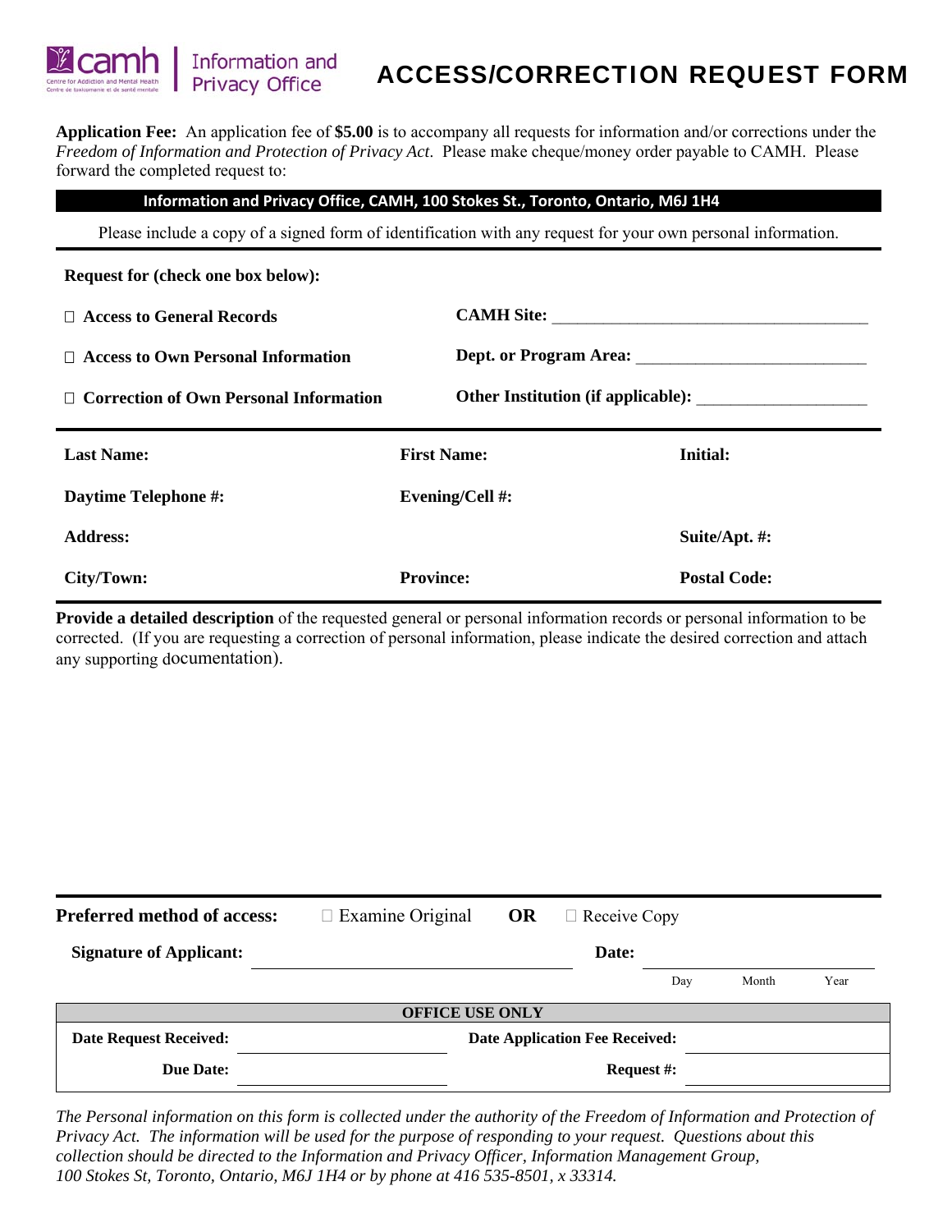camh | Information and Privacy Office

Centre for Addiction and Mental Health
Centre de toxicomanie et de santé mentale

# ACCESS/CORRECTION REQUEST FORM

**Application Fee:** An application fee of **$5.00** is to accompany all requests for information and/or corrections under the *Freedom of Information and Protection of Privacy Act*. Please make cheque/money order payable to CAMH. Please forward the completed request to:

**Information and Privacy Office, CAMH, 100 Stokes St., Toronto, Ontario, M6J 1H4**

Please include a copy of a signed form of identification with any request for your own personal information.

**Request for (check one box below):**

| | |
|---|---|
| ☐ **Access to General Records** | **CAMH Site:** ____________________ |
| ☐ **Access to Own Personal Information** | **Dept. or Program Area:** ____________________ |
| ☐ **Correction of Own Personal Information** | **Other Institution (if applicable):** ____________________ |

| | | |
|---|---|---|
| **Last Name:** | **First Name:** | **Initial:** |
| **Daytime Telephone #:** | **Evening/Cell #:** | |
| **Address:** | | **Suite/Apt. #:** |
| **City/Town:** | **Province:** | **Postal Code:** |

**Provide a detailed description** of the requested general or personal information records or personal information to be corrected. (If you are requesting a correction of personal information, please indicate the desired correction and attach any supporting documentation).

**Preferred method of access:** ☐ Examine Original **OR** ☐ Receive Copy

**Signature of Applicant:** ____________________ **Date:** ____________________

Day Month Year

| OFFICE USE ONLY | | | |
|---|---|---|---|
| **Date Request Received:** | | **Date Application Fee Received:** | |
| **Due Date:** | | **Request #:** | |

*The Personal information on this form is collected under the authority of the Freedom of Information and Protection of Privacy Act. The information will be used for the purpose of responding to your request. Questions about this collection should be directed to the Information and Privacy Officer, Information Management Group, 100 Stokes St, Toronto, Ontario, M6J 1H4 or by phone at 416 535-8501, x 33314.*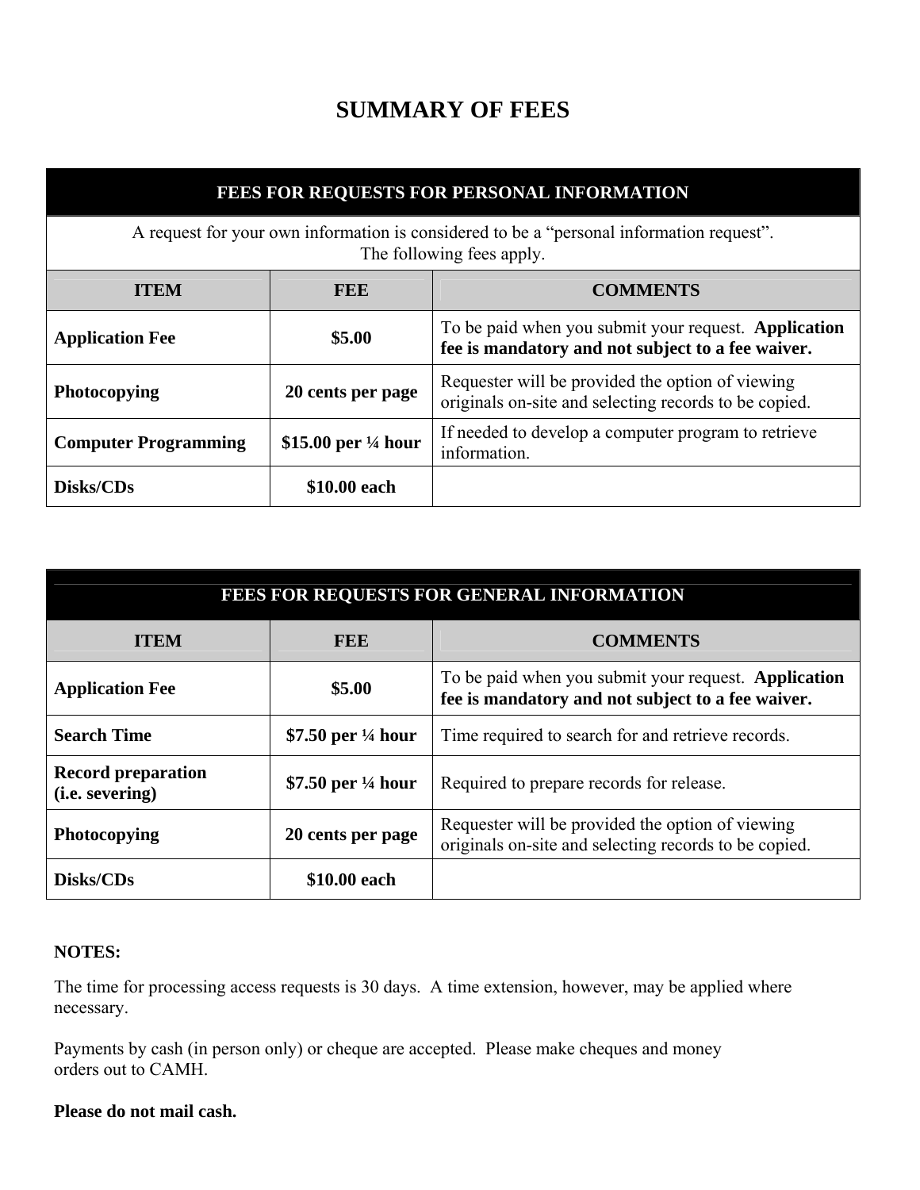# SUMMARY OF FEES

| FEES FOR REQUESTS FOR PERSONAL INFORMATION | | |
|---|---|---|
| A request for your own information is considered to be a "personal information request". The following fees apply. | | |
| **ITEM** | **FEE** | **COMMENTS** |
| **Application Fee** | **$5.00** | To be paid when you submit your request. **Application fee is mandatory and not subject to a fee waiver.** |
| **Photocopying** | **20 cents per page** | Requester will be provided the option of viewing originals on-site and selecting records to be copied. |
| **Computer Programming** | **$15.00 per ¼ hour** | If needed to develop a computer program to retrieve information. |
| **Disks/CDs** | **$10.00 each** | |

| FEES FOR REQUESTS FOR GENERAL INFORMATION | | |
|---|---|---|
| **ITEM** | **FEE** | **COMMENTS** |
| **Application Fee** | **$5.00** | To be paid when you submit your request. **Application fee is mandatory and not subject to a fee waiver.** |
| **Search Time** | **$7.50 per ¼ hour** | Time required to search for and retrieve records. |
| **Record preparation (i.e. severing)** | **$7.50 per ¼ hour** | Required to prepare records for release. |
| **Photocopying** | **20 cents per page** | Requester will be provided the option of viewing originals on-site and selecting records to be copied. |
| **Disks/CDs** | **$10.00 each** | |

**NOTES:**

The time for processing access requests is 30 days. A time extension, however, may be applied where necessary.

Payments by cash (in person only) or cheque are accepted. Please make cheques and money orders out to CAMH.

**Please do not mail cash.**